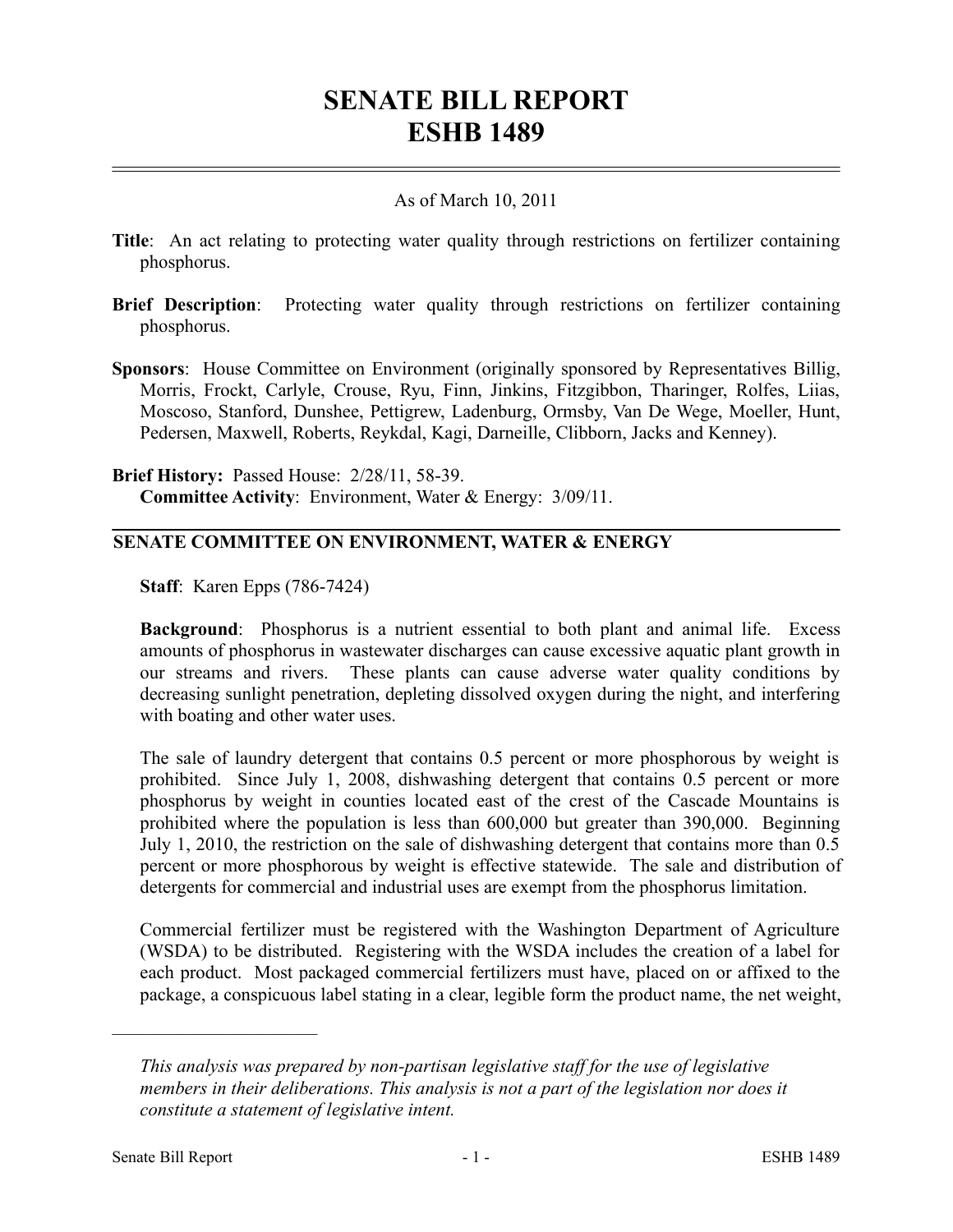# SENATE BILL REPORT
# ESHB 1489

As of March 10, 2011

**Title**: An act relating to protecting water quality through restrictions on fertilizer containing phosphorus.

**Brief Description**: Protecting water quality through restrictions on fertilizer containing phosphorus.

**Sponsors**: House Committee on Environment (originally sponsored by Representatives Billig, Morris, Frockt, Carlyle, Crouse, Ryu, Finn, Jinkins, Fitzgibbon, Tharinger, Rolfes, Liias, Moscoso, Stanford, Dunshee, Pettigrew, Ladenburg, Ormsby, Van De Wege, Moeller, Hunt, Pedersen, Maxwell, Roberts, Reykdal, Kagi, Darneille, Clibborn, Jacks and Kenney).

**Brief History:** Passed House: 2/28/11, 58-39.
**Committee Activity**: Environment, Water & Energy: 3/09/11.

## SENATE COMMITTEE ON ENVIRONMENT, WATER & ENERGY

**Staff**: Karen Epps (786-7424)

**Background**: Phosphorus is a nutrient essential to both plant and animal life. Excess amounts of phosphorus in wastewater discharges can cause excessive aquatic plant growth in our streams and rivers. These plants can cause adverse water quality conditions by decreasing sunlight penetration, depleting dissolved oxygen during the night, and interfering with boating and other water uses.

The sale of laundry detergent that contains 0.5 percent or more phosphorous by weight is prohibited. Since July 1, 2008, dishwashing detergent that contains 0.5 percent or more phosphorus by weight in counties located east of the crest of the Cascade Mountains is prohibited where the population is less than 600,000 but greater than 390,000. Beginning July 1, 2010, the restriction on the sale of dishwashing detergent that contains more than 0.5 percent or more phosphorous by weight is effective statewide. The sale and distribution of detergents for commercial and industrial uses are exempt from the phosphorus limitation.

Commercial fertilizer must be registered with the Washington Department of Agriculture (WSDA) to be distributed. Registering with the WSDA includes the creation of a label for each product. Most packaged commercial fertilizers must have, placed on or affixed to the package, a conspicuous label stating in a clear, legible form the product name, the net weight,

---

*This analysis was prepared by non-partisan legislative staff for the use of legislative members in their deliberations. This analysis is not a part of the legislation nor does it constitute a statement of legislative intent.*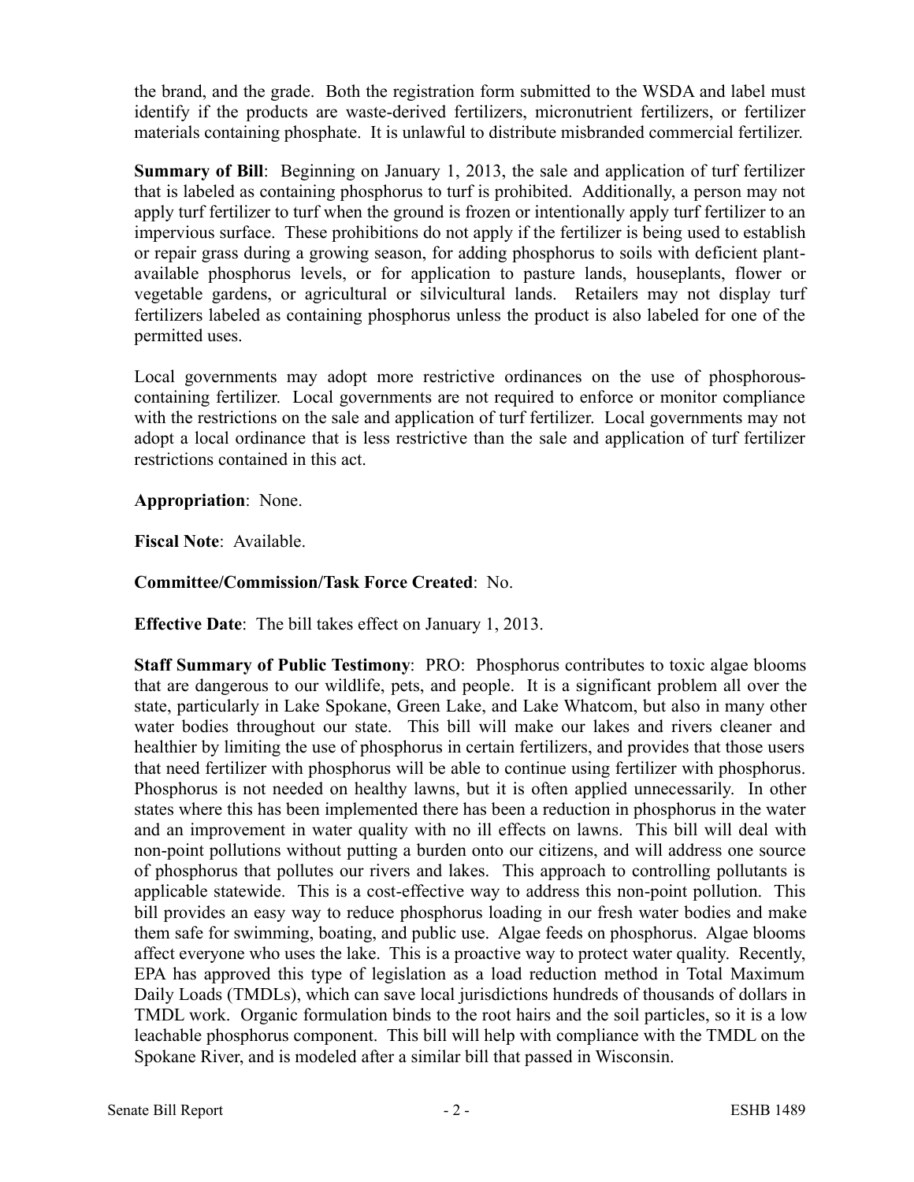the brand, and the grade. Both the registration form submitted to the WSDA and label must identify if the products are waste-derived fertilizers, micronutrient fertilizers, or fertilizer materials containing phosphate. It is unlawful to distribute misbranded commercial fertilizer.

**Summary of Bill**: Beginning on January 1, 2013, the sale and application of turf fertilizer that is labeled as containing phosphorus to turf is prohibited. Additionally, a person may not apply turf fertilizer to turf when the ground is frozen or intentionally apply turf fertilizer to an impervious surface. These prohibitions do not apply if the fertilizer is being used to establish or repair grass during a growing season, for adding phosphorus to soils with deficient plant-available phosphorus levels, or for application to pasture lands, houseplants, flower or vegetable gardens, or agricultural or silvicultural lands. Retailers may not display turf fertilizers labeled as containing phosphorus unless the product is also labeled for one of the permitted uses.

Local governments may adopt more restrictive ordinances on the use of phosphorous-containing fertilizer. Local governments are not required to enforce or monitor compliance with the restrictions on the sale and application of turf fertilizer. Local governments may not adopt a local ordinance that is less restrictive than the sale and application of turf fertilizer restrictions contained in this act.

**Appropriation**: None.

**Fiscal Note**: Available.

**Committee/Commission/Task Force Created**: No.

**Effective Date**: The bill takes effect on January 1, 2013.

**Staff Summary of Public Testimony**: PRO: Phosphorus contributes to toxic algae blooms that are dangerous to our wildlife, pets, and people. It is a significant problem all over the state, particularly in Lake Spokane, Green Lake, and Lake Whatcom, but also in many other water bodies throughout our state. This bill will make our lakes and rivers cleaner and healthier by limiting the use of phosphorus in certain fertilizers, and provides that those users that need fertilizer with phosphorus will be able to continue using fertilizer with phosphorus. Phosphorus is not needed on healthy lawns, but it is often applied unnecessarily. In other states where this has been implemented there has been a reduction in phosphorus in the water and an improvement in water quality with no ill effects on lawns. This bill will deal with non-point pollutions without putting a burden onto our citizens, and will address one source of phosphorus that pollutes our rivers and lakes. This approach to controlling pollutants is applicable statewide. This is a cost-effective way to address this non-point pollution. This bill provides an easy way to reduce phosphorus loading in our fresh water bodies and make them safe for swimming, boating, and public use. Algae feeds on phosphorus. Algae blooms affect everyone who uses the lake. This is a proactive way to protect water quality. Recently, EPA has approved this type of legislation as a load reduction method in Total Maximum Daily Loads (TMDLs), which can save local jurisdictions hundreds of thousands of dollars in TMDL work. Organic formulation binds to the root hairs and the soil particles, so it is a low leachable phosphorus component. This bill will help with compliance with the TMDL on the Spokane River, and is modeled after a similar bill that passed in Wisconsin.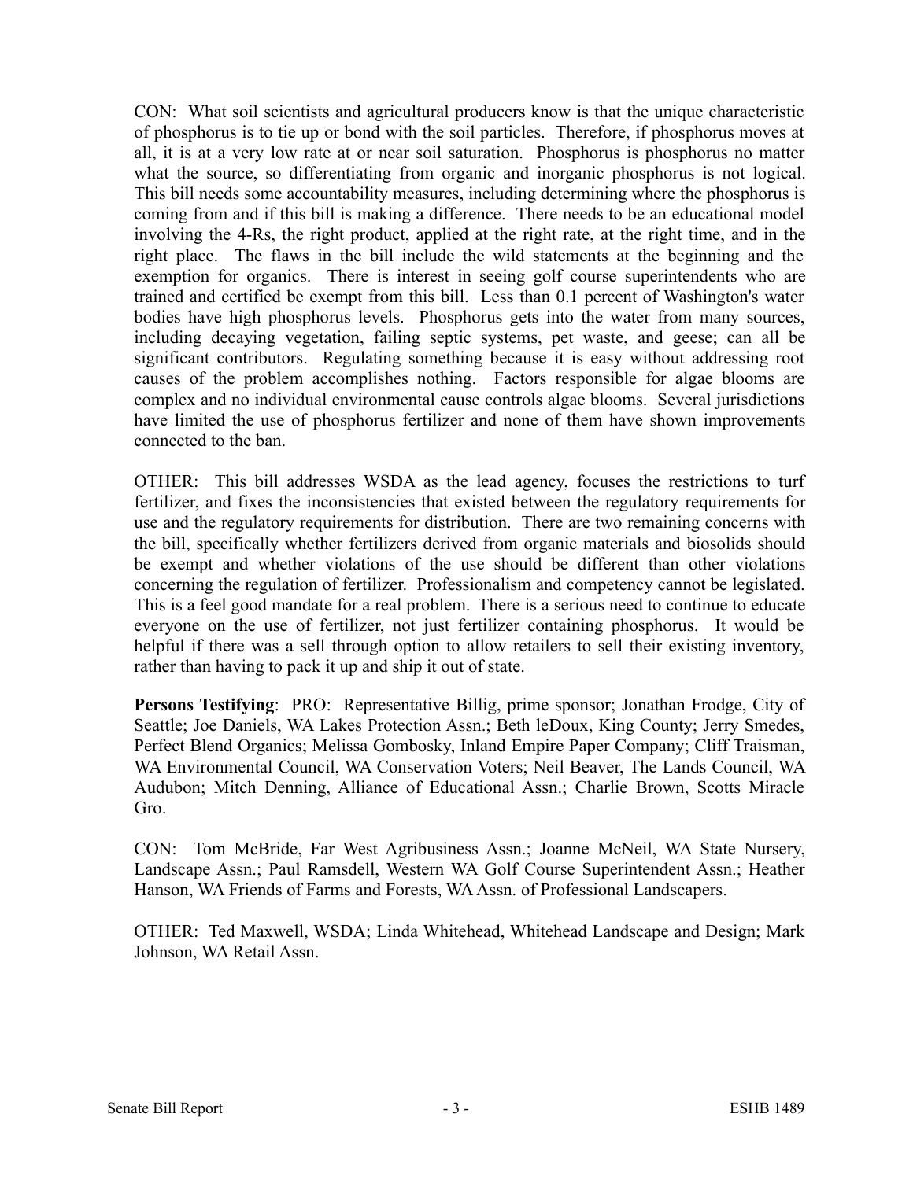CON: What soil scientists and agricultural producers know is that the unique characteristic of phosphorus is to tie up or bond with the soil particles. Therefore, if phosphorus moves at all, it is at a very low rate at or near soil saturation. Phosphorus is phosphorus no matter what the source, so differentiating from organic and inorganic phosphorus is not logical. This bill needs some accountability measures, including determining where the phosphorus is coming from and if this bill is making a difference. There needs to be an educational model involving the 4-Rs, the right product, applied at the right rate, at the right time, and in the right place. The flaws in the bill include the wild statements at the beginning and the exemption for organics. There is interest in seeing golf course superintendents who are trained and certified be exempt from this bill. Less than 0.1 percent of Washington's water bodies have high phosphorus levels. Phosphorus gets into the water from many sources, including decaying vegetation, failing septic systems, pet waste, and geese; can all be significant contributors. Regulating something because it is easy without addressing root causes of the problem accomplishes nothing. Factors responsible for algae blooms are complex and no individual environmental cause controls algae blooms. Several jurisdictions have limited the use of phosphorus fertilizer and none of them have shown improvements connected to the ban.

OTHER: This bill addresses WSDA as the lead agency, focuses the restrictions to turf fertilizer, and fixes the inconsistencies that existed between the regulatory requirements for use and the regulatory requirements for distribution. There are two remaining concerns with the bill, specifically whether fertilizers derived from organic materials and biosolids should be exempt and whether violations of the use should be different than other violations concerning the regulation of fertilizer. Professionalism and competency cannot be legislated. This is a feel good mandate for a real problem. There is a serious need to continue to educate everyone on the use of fertilizer, not just fertilizer containing phosphorus. It would be helpful if there was a sell through option to allow retailers to sell their existing inventory, rather than having to pack it up and ship it out of state.

**Persons Testifying**: PRO: Representative Billig, prime sponsor; Jonathan Frodge, City of Seattle; Joe Daniels, WA Lakes Protection Assn.; Beth leDoux, King County; Jerry Smedes, Perfect Blend Organics; Melissa Gombosky, Inland Empire Paper Company; Cliff Traisman, WA Environmental Council, WA Conservation Voters; Neil Beaver, The Lands Council, WA Audubon; Mitch Denning, Alliance of Educational Assn.; Charlie Brown, Scotts Miracle Gro.

CON: Tom McBride, Far West Agribusiness Assn.; Joanne McNeil, WA State Nursery, Landscape Assn.; Paul Ramsdell, Western WA Golf Course Superintendent Assn.; Heather Hanson, WA Friends of Farms and Forests, WA Assn. of Professional Landscapers.

OTHER: Ted Maxwell, WSDA; Linda Whitehead, Whitehead Landscape and Design; Mark Johnson, WA Retail Assn.